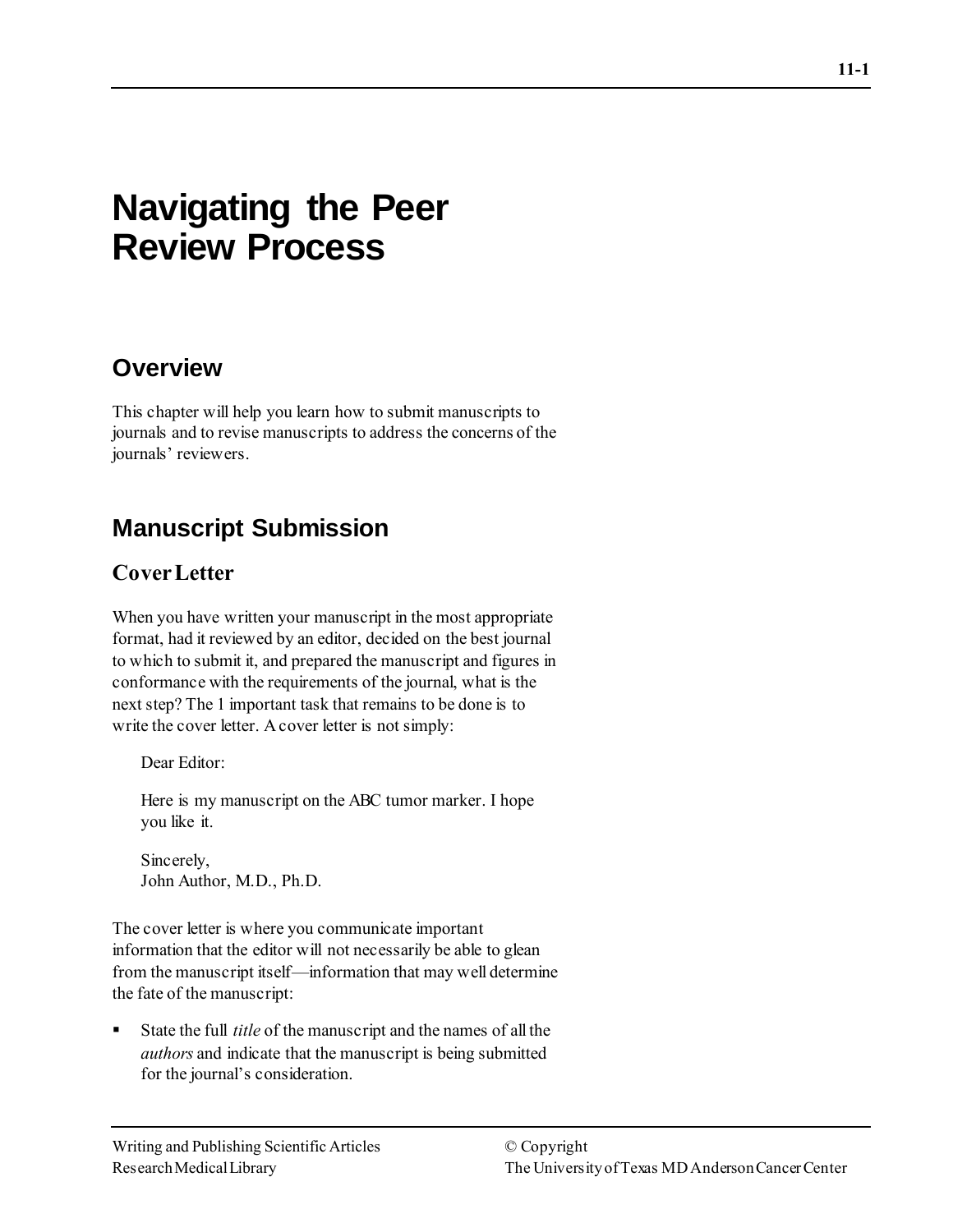# Navigating the Peer Review Process

## Overview

This chapter will help you learn how to submit manuscripts to journals and to revise manuscripts to address the concerns of the journals' reviewers.

## Manuscript Submission

### Cover Letter

When you have written your manuscript in the most appropriate format, had it reviewed by an editor, decided on the best journal to which to submit it, and prepared the manuscript and figures in conformance with the requirements of the journal, what is the next step? The 1 important task that remains to be done is to write the cover letter. A cover letter is not simply:

> Dear Editor:
>
> Here is my manuscript on the ABC tumor marker. I hope you like it.
>
> Sincerely,
> John Author, M.D., Ph.D.

The cover letter is where you communicate important information that the editor will not necessarily be able to glean from the manuscript itself—information that may well determine the fate of the manuscript:

- State the full *title* of the manuscript and the names of all the *authors* and indicate that the manuscript is being submitted for the journal's consideration.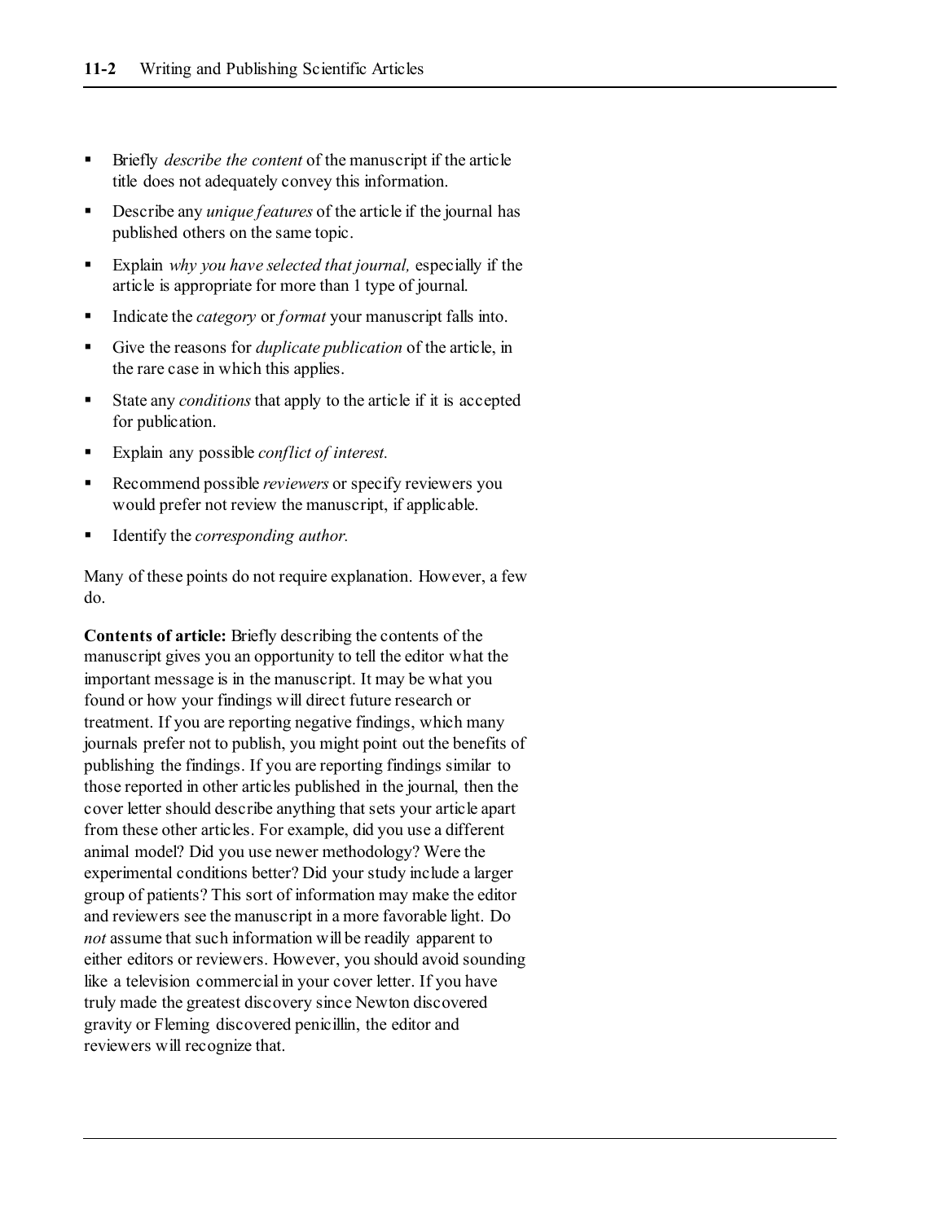- Briefly *describe the content* of the manuscript if the article title does not adequately convey this information.
- Describe any *unique features* of the article if the journal has published others on the same topic.
- Explain *why you have selected that journal,* especially if the article is appropriate for more than 1 type of journal.
- Indicate the *category* or *format* your manuscript falls into.
- Give the reasons for *duplicate publication* of the article, in the rare case in which this applies.
- State any *conditions* that apply to the article if it is accepted for publication.
- Explain any possible *conflict of interest.*
- Recommend possible *reviewers* or specify reviewers you would prefer not review the manuscript, if applicable.
- Identify the *corresponding author.*

Many of these points do not require explanation. However, a few do.

**Contents of article:** Briefly describing the contents of the manuscript gives you an opportunity to tell the editor what the important message is in the manuscript. It may be what you found or how your findings will direct future research or treatment. If you are reporting negative findings, which many journals prefer not to publish, you might point out the benefits of publishing the findings. If you are reporting findings similar to those reported in other articles published in the journal, then the cover letter should describe anything that sets your article apart from these other articles. For example, did you use a different animal model? Did you use newer methodology? Were the experimental conditions better? Did your study include a larger group of patients? This sort of information may make the editor and reviewers see the manuscript in a more favorable light. Do *not* assume that such information will be readily apparent to either editors or reviewers. However, you should avoid sounding like a television commercial in your cover letter. If you have truly made the greatest discovery since Newton discovered gravity or Fleming discovered penicillin, the editor and reviewers will recognize that.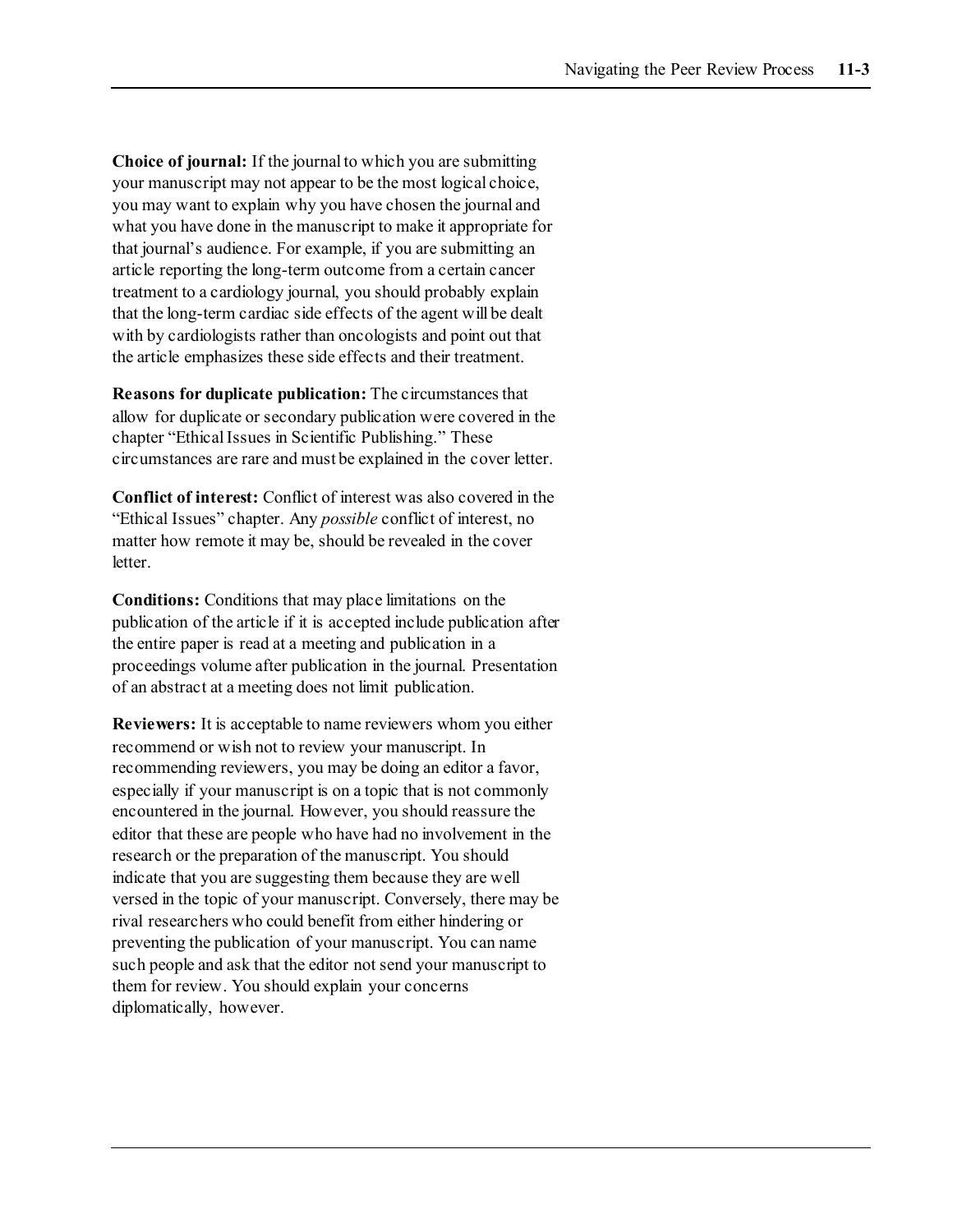**Choice of journal:** If the journal to which you are submitting your manuscript may not appear to be the most logical choice, you may want to explain why you have chosen the journal and what you have done in the manuscript to make it appropriate for that journal's audience. For example, if you are submitting an article reporting the long-term outcome from a certain cancer treatment to a cardiology journal, you should probably explain that the long-term cardiac side effects of the agent will be dealt with by cardiologists rather than oncologists and point out that the article emphasizes these side effects and their treatment.

**Reasons for duplicate publication:** The circumstances that allow for duplicate or secondary publication were covered in the chapter "Ethical Issues in Scientific Publishing." These circumstances are rare and must be explained in the cover letter.

**Conflict of interest:** Conflict of interest was also covered in the "Ethical Issues" chapter. Any *possible* conflict of interest, no matter how remote it may be, should be revealed in the cover letter.

**Conditions:** Conditions that may place limitations on the publication of the article if it is accepted include publication after the entire paper is read at a meeting and publication in a proceedings volume after publication in the journal. Presentation of an abstract at a meeting does not limit publication.

**Reviewers:** It is acceptable to name reviewers whom you either recommend or wish not to review your manuscript. In recommending reviewers, you may be doing an editor a favor, especially if your manuscript is on a topic that is not commonly encountered in the journal. However, you should reassure the editor that these are people who have had no involvement in the research or the preparation of the manuscript. You should indicate that you are suggesting them because they are well versed in the topic of your manuscript. Conversely, there may be rival researchers who could benefit from either hindering or preventing the publication of your manuscript. You can name such people and ask that the editor not send your manuscript to them for review. You should explain your concerns diplomatically, however.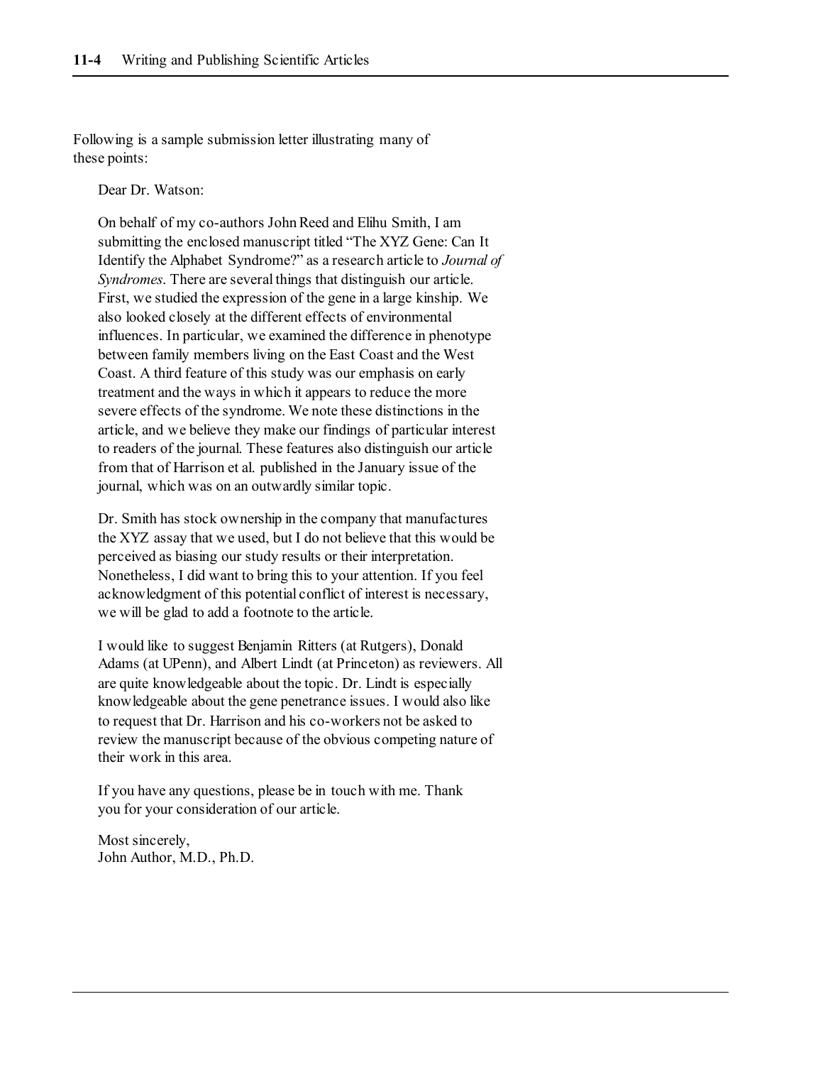Following is a sample submission letter illustrating many of these points:

> Dear Dr. Watson:
>
> On behalf of my co-authors John Reed and Elihu Smith, I am submitting the enclosed manuscript titled "The XYZ Gene: Can It Identify the Alphabet Syndrome?" as a research article to *Journal of Syndromes*. There are several things that distinguish our article. First, we studied the expression of the gene in a large kinship. We also looked closely at the different effects of environmental influences. In particular, we examined the difference in phenotype between family members living on the East Coast and the West Coast. A third feature of this study was our emphasis on early treatment and the ways in which it appears to reduce the more severe effects of the syndrome. We note these distinctions in the article, and we believe they make our findings of particular interest to readers of the journal. These features also distinguish our article from that of Harrison et al. published in the January issue of the journal, which was on an outwardly similar topic.
>
> Dr. Smith has stock ownership in the company that manufactures the XYZ assay that we used, but I do not believe that this would be perceived as biasing our study results or their interpretation. Nonetheless, I did want to bring this to your attention. If you feel acknowledgment of this potential conflict of interest is necessary, we will be glad to add a footnote to the article.
>
> I would like to suggest Benjamin Ritters (at Rutgers), Donald Adams (at UPenn), and Albert Lindt (at Princeton) as reviewers. All are quite knowledgeable about the topic. Dr. Lindt is especially knowledgeable about the gene penetrance issues. I would also like to request that Dr. Harrison and his co-workers not be asked to review the manuscript because of the obvious competing nature of their work in this area.
>
> If you have any questions, please be in touch with me. Thank you for your consideration of our article.
>
> Most sincerely,
> John Author, M.D., Ph.D.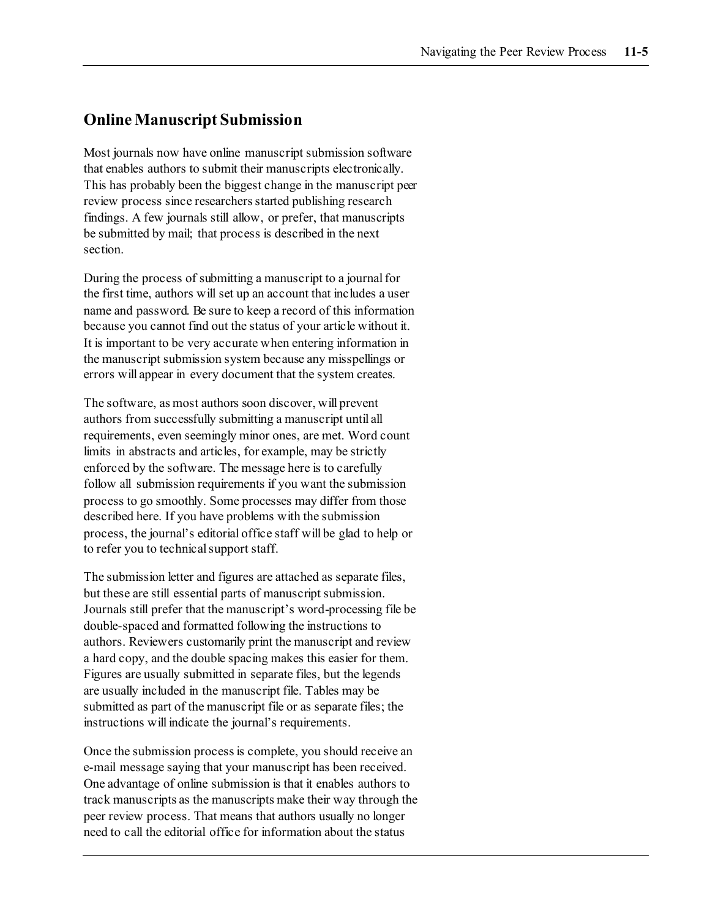## Online Manuscript Submission

Most journals now have online manuscript submission software that enables authors to submit their manuscripts electronically. This has probably been the biggest change in the manuscript peer review process since researchers started publishing research findings. A few journals still allow, or prefer, that manuscripts be submitted by mail; that process is described in the next section.

During the process of submitting a manuscript to a journal for the first time, authors will set up an account that includes a user name and password. Be sure to keep a record of this information because you cannot find out the status of your article without it. It is important to be very accurate when entering information in the manuscript submission system because any misspellings or errors will appear in every document that the system creates.

The software, as most authors soon discover, will prevent authors from successfully submitting a manuscript until all requirements, even seemingly minor ones, are met. Word count limits in abstracts and articles, for example, may be strictly enforced by the software. The message here is to carefully follow all submission requirements if you want the submission process to go smoothly. Some processes may differ from those described here. If you have problems with the submission process, the journal's editorial office staff will be glad to help or to refer you to technical support staff.

The submission letter and figures are attached as separate files, but these are still essential parts of manuscript submission. Journals still prefer that the manuscript's word-processing file be double-spaced and formatted following the instructions to authors. Reviewers customarily print the manuscript and review a hard copy, and the double spacing makes this easier for them. Figures are usually submitted in separate files, but the legends are usually included in the manuscript file. Tables may be submitted as part of the manuscript file or as separate files; the instructions will indicate the journal's requirements.

Once the submission process is complete, you should receive an e-mail message saying that your manuscript has been received. One advantage of online submission is that it enables authors to track manuscripts as the manuscripts make their way through the peer review process. That means that authors usually no longer need to call the editorial office for information about the status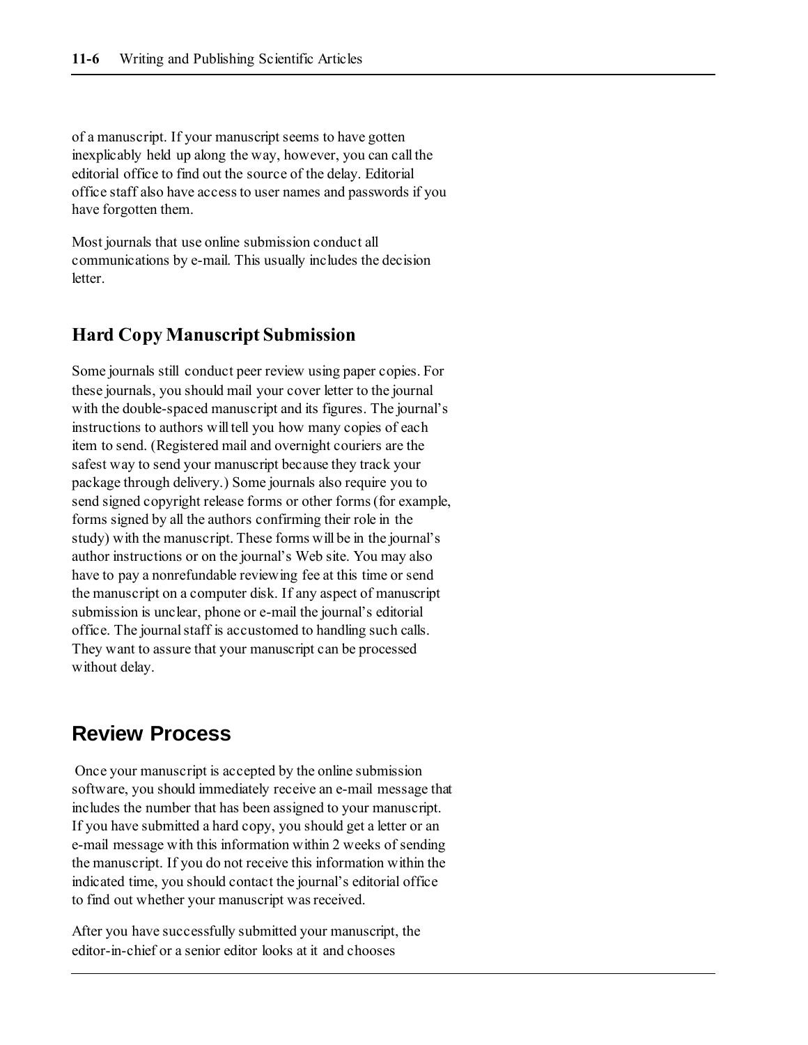of a manuscript. If your manuscript seems to have gotten inexplicably held up along the way, however, you can call the editorial office to find out the source of the delay. Editorial office staff also have access to user names and passwords if you have forgotten them.

Most journals that use online submission conduct all communications by e-mail. This usually includes the decision letter.

### Hard Copy Manuscript Submission

Some journals still conduct peer review using paper copies. For these journals, you should mail your cover letter to the journal with the double-spaced manuscript and its figures. The journal's instructions to authors will tell you how many copies of each item to send. (Registered mail and overnight couriers are the safest way to send your manuscript because they track your package through delivery.) Some journals also require you to send signed copyright release forms or other forms (for example, forms signed by all the authors confirming their role in the study) with the manuscript. These forms will be in the journal's author instructions or on the journal's Web site. You may also have to pay a nonrefundable reviewing fee at this time or send the manuscript on a computer disk. If any aspect of manuscript submission is unclear, phone or e-mail the journal's editorial office. The journal staff is accustomed to handling such calls. They want to assure that your manuscript can be processed without delay.

## Review Process

Once your manuscript is accepted by the online submission software, you should immediately receive an e-mail message that includes the number that has been assigned to your manuscript. If you have submitted a hard copy, you should get a letter or an e-mail message with this information within 2 weeks of sending the manuscript. If you do not receive this information within the indicated time, you should contact the journal's editorial office to find out whether your manuscript was received.

After you have successfully submitted your manuscript, the editor-in-chief or a senior editor looks at it and chooses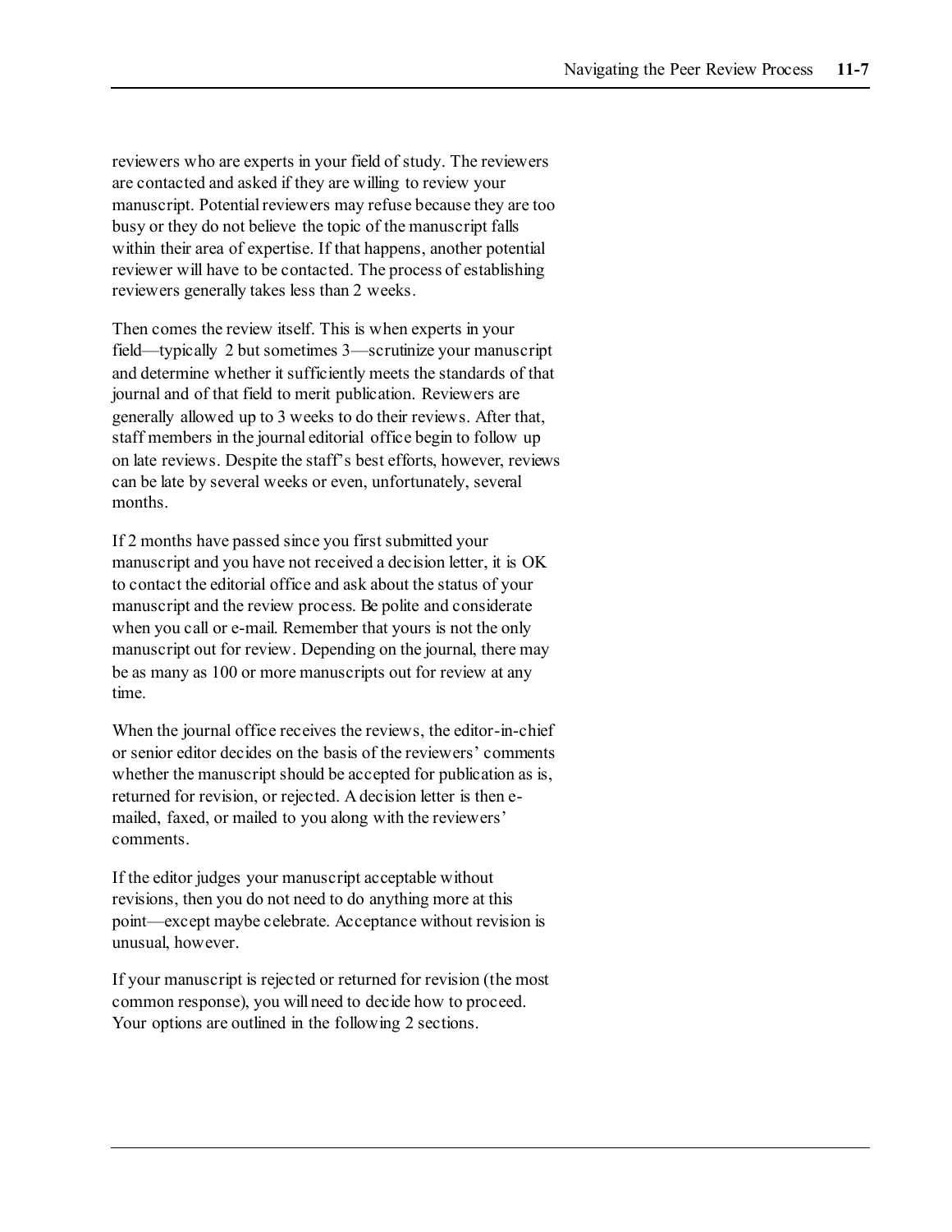reviewers who are experts in your field of study. The reviewers are contacted and asked if they are willing to review your manuscript. Potential reviewers may refuse because they are too busy or they do not believe the topic of the manuscript falls within their area of expertise. If that happens, another potential reviewer will have to be contacted. The process of establishing reviewers generally takes less than 2 weeks.

Then comes the review itself. This is when experts in your field—typically 2 but sometimes 3—scrutinize your manuscript and determine whether it sufficiently meets the standards of that journal and of that field to merit publication. Reviewers are generally allowed up to 3 weeks to do their reviews. After that, staff members in the journal editorial office begin to follow up on late reviews. Despite the staff's best efforts, however, reviews can be late by several weeks or even, unfortunately, several months.

If 2 months have passed since you first submitted your manuscript and you have not received a decision letter, it is OK to contact the editorial office and ask about the status of your manuscript and the review process. Be polite and considerate when you call or e-mail. Remember that yours is not the only manuscript out for review. Depending on the journal, there may be as many as 100 or more manuscripts out for review at any time.

When the journal office receives the reviews, the editor-in-chief or senior editor decides on the basis of the reviewers' comments whether the manuscript should be accepted for publication as is, returned for revision, or rejected. A decision letter is then e-mailed, faxed, or mailed to you along with the reviewers' comments.

If the editor judges your manuscript acceptable without revisions, then you do not need to do anything more at this point—except maybe celebrate. Acceptance without revision is unusual, however.

If your manuscript is rejected or returned for revision (the most common response), you will need to decide how to proceed. Your options are outlined in the following 2 sections.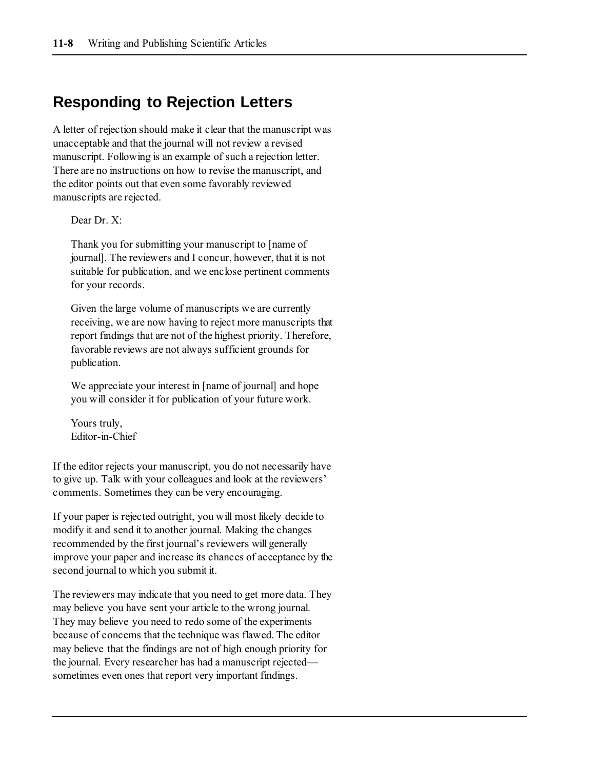## Responding to Rejection Letters

A letter of rejection should make it clear that the manuscript was unacceptable and that the journal will not review a revised manuscript. Following is an example of such a rejection letter. There are no instructions on how to revise the manuscript, and the editor points out that even some favorably reviewed manuscripts are rejected.

> Dear Dr. X:
>
> Thank you for submitting your manuscript to [name of journal]. The reviewers and I concur, however, that it is not suitable for publication, and we enclose pertinent comments for your records.
>
> Given the large volume of manuscripts we are currently receiving, we are now having to reject more manuscripts that report findings that are not of the highest priority. Therefore, favorable reviews are not always sufficient grounds for publication.
>
> We appreciate your interest in [name of journal] and hope you will consider it for publication of your future work.
>
> Yours truly,
> Editor-in-Chief

If the editor rejects your manuscript, you do not necessarily have to give up. Talk with your colleagues and look at the reviewers' comments. Sometimes they can be very encouraging.

If your paper is rejected outright, you will most likely decide to modify it and send it to another journal. Making the changes recommended by the first journal's reviewers will generally improve your paper and increase its chances of acceptance by the second journal to which you submit it.

The reviewers may indicate that you need to get more data. They may believe you have sent your article to the wrong journal. They may believe you need to redo some of the experiments because of concerns that the technique was flawed. The editor may believe that the findings are not of high enough priority for the journal. Every researcher has had a manuscript rejected—sometimes even ones that report very important findings.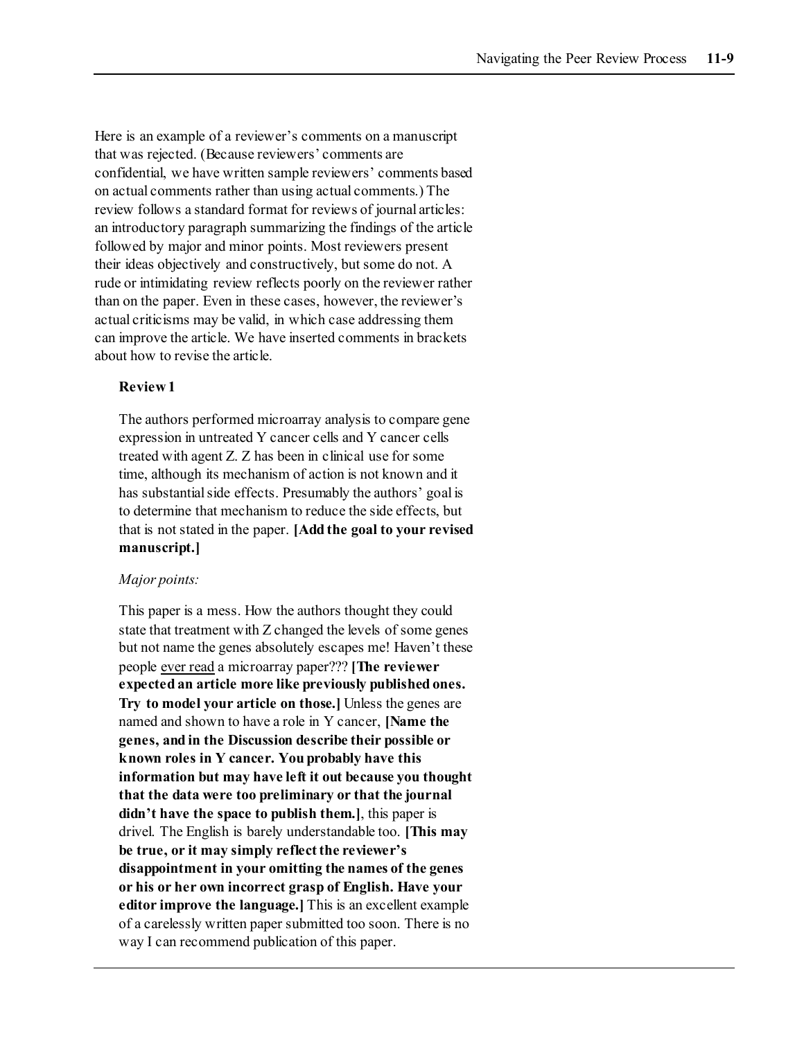Here is an example of a reviewer's comments on a manuscript that was rejected. (Because reviewers' comments are confidential, we have written sample reviewers' comments based on actual comments rather than using actual comments.) The review follows a standard format for reviews of journal articles: an introductory paragraph summarizing the findings of the article followed by major and minor points. Most reviewers present their ideas objectively and constructively, but some do not. A rude or intimidating review reflects poorly on the reviewer rather than on the paper. Even in these cases, however, the reviewer's actual criticisms may be valid, in which case addressing them can improve the article. We have inserted comments in brackets about how to revise the article.

> **Review 1**
>
> The authors performed microarray analysis to compare gene expression in untreated Y cancer cells and Y cancer cells treated with agent Z. Z has been in clinical use for some time, although its mechanism of action is not known and it has substantial side effects. Presumably the authors' goal is to determine that mechanism to reduce the side effects, but that is not stated in the paper. **[Add the goal to your revised manuscript.]**
>
> *Major points:*
>
> This paper is a mess. How the authors thought they could state that treatment with Z changed the levels of some genes but not name the genes absolutely escapes me! Haven't these people <u>ever read</u> a microarray paper??? **[The reviewer expected an article more like previously published ones. Try to model your article on those.]** Unless the genes are named and shown to have a role in Y cancer, **[Name the genes, and in the Discussion describe their possible or known roles in Y cancer. You probably have this information but may have left it out because you thought that the data were too preliminary or that the journal didn't have the space to publish them.]**, this paper is drivel. The English is barely understandable too. **[This may be true, or it may simply reflect the reviewer's disappointment in your omitting the names of the genes or his or her own incorrect grasp of English. Have your editor improve the language.]** This is an excellent example of a carelessly written paper submitted too soon. There is no way I can recommend publication of this paper.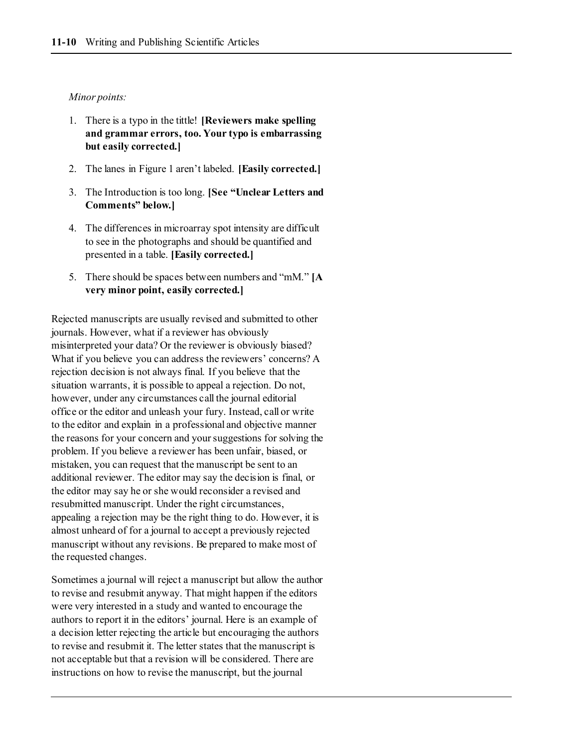*Minor points:*

1. There is a typo in the tittle! **[Reviewers make spelling and grammar errors, too. Your typo is embarrassing but easily corrected.]**

2. The lanes in Figure 1 aren't labeled. **[Easily corrected.]**

3. The Introduction is too long. **[See "Unclear Letters and Comments" below.]**

4. The differences in microarray spot intensity are difficult to see in the photographs and should be quantified and presented in a table. **[Easily corrected.]**

5. There should be spaces between numbers and "mM." **[A very minor point, easily corrected.]**

Rejected manuscripts are usually revised and submitted to other journals. However, what if a reviewer has obviously misinterpreted your data? Or the reviewer is obviously biased? What if you believe you can address the reviewers' concerns? A rejection decision is not always final. If you believe that the situation warrants, it is possible to appeal a rejection. Do not, however, under any circumstances call the journal editorial office or the editor and unleash your fury. Instead, call or write to the editor and explain in a professional and objective manner the reasons for your concern and your suggestions for solving the problem. If you believe a reviewer has been unfair, biased, or mistaken, you can request that the manuscript be sent to an additional reviewer. The editor may say the decision is final, or the editor may say he or she would reconsider a revised and resubmitted manuscript. Under the right circumstances, appealing a rejection may be the right thing to do. However, it is almost unheard of for a journal to accept a previously rejected manuscript without any revisions. Be prepared to make most of the requested changes.

Sometimes a journal will reject a manuscript but allow the author to revise and resubmit anyway. That might happen if the editors were very interested in a study and wanted to encourage the authors to report it in the editors' journal. Here is an example of a decision letter rejecting the article but encouraging the authors to revise and resubmit it. The letter states that the manuscript is not acceptable but that a revision will be considered. There are instructions on how to revise the manuscript, but the journal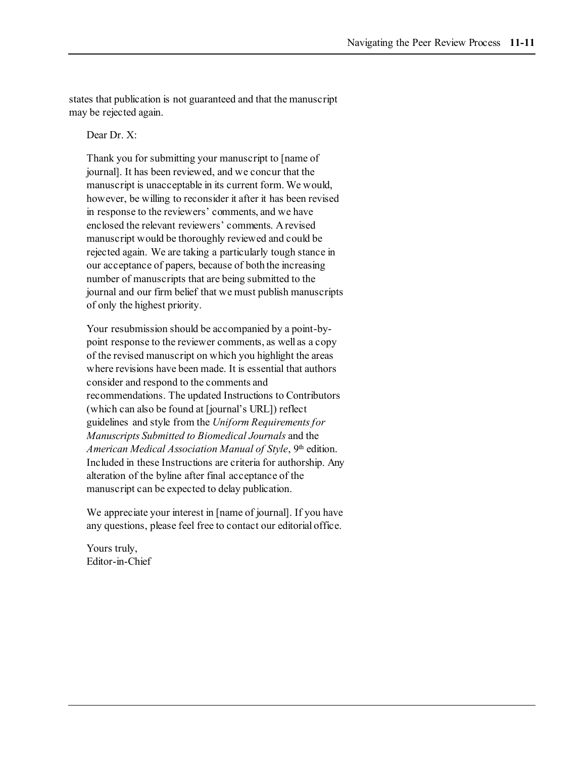states that publication is not guaranteed and that the manuscript may be rejected again.

> Dear Dr. X:
>
> Thank you for submitting your manuscript to [name of journal]. It has been reviewed, and we concur that the manuscript is unacceptable in its current form. We would, however, be willing to reconsider it after it has been revised in response to the reviewers' comments, and we have enclosed the relevant reviewers' comments. A revised manuscript would be thoroughly reviewed and could be rejected again. We are taking a particularly tough stance in our acceptance of papers, because of both the increasing number of manuscripts that are being submitted to the journal and our firm belief that we must publish manuscripts of only the highest priority.
>
> Your resubmission should be accompanied by a point-by-point response to the reviewer comments, as well as a copy of the revised manuscript on which you highlight the areas where revisions have been made. It is essential that authors consider and respond to the comments and recommendations. The updated Instructions to Contributors (which can also be found at [journal's URL]) reflect guidelines and style from the *Uniform Requirements for Manuscripts Submitted to Biomedical Journals* and the *American Medical Association Manual of Style*, 9th edition. Included in these Instructions are criteria for authorship. Any alteration of the byline after final acceptance of the manuscript can be expected to delay publication.
>
> We appreciate your interest in [name of journal]. If you have any questions, please feel free to contact our editorial office.
>
> Yours truly,
> Editor-in-Chief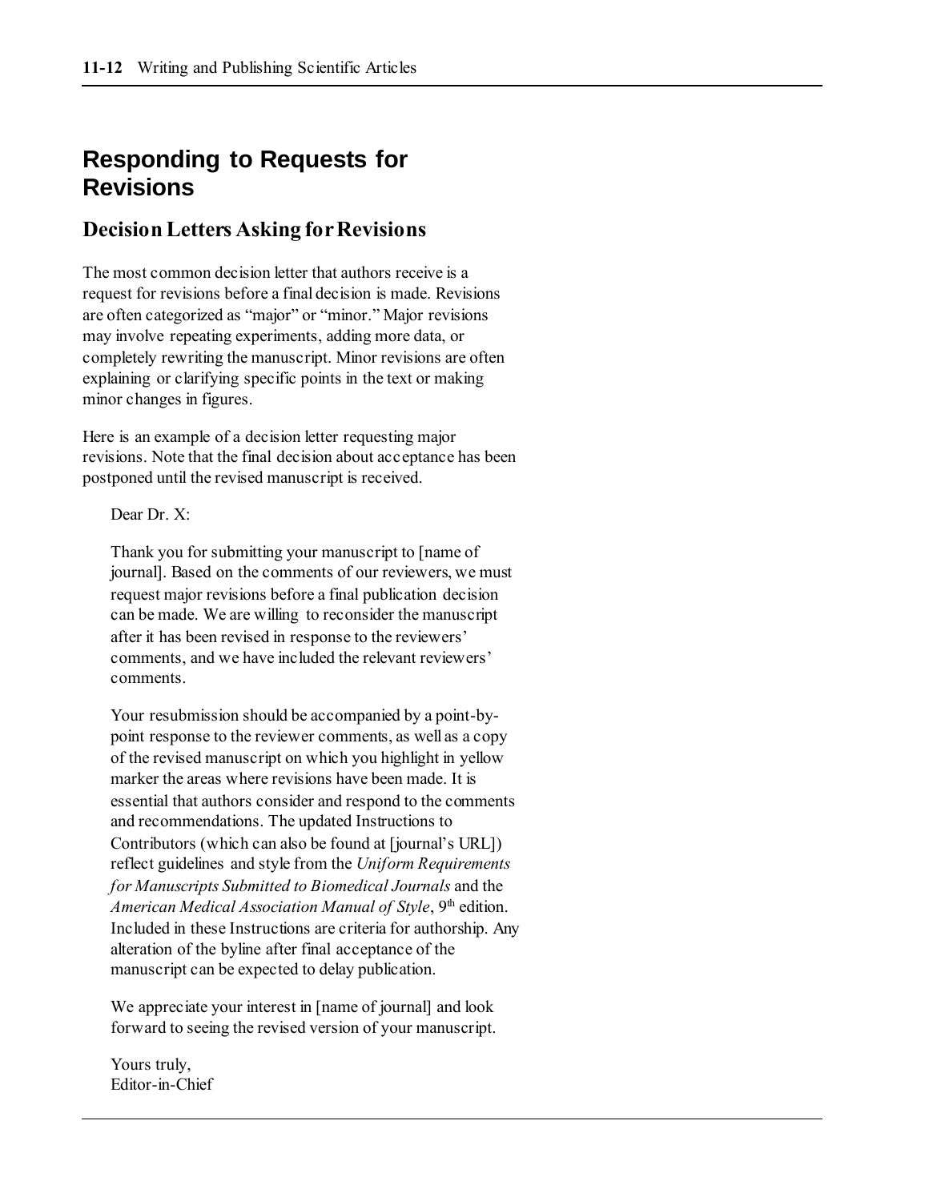# Responding to Requests for Revisions

## Decision Letters Asking for Revisions

The most common decision letter that authors receive is a request for revisions before a final decision is made. Revisions are often categorized as "major" or "minor." Major revisions may involve repeating experiments, adding more data, or completely rewriting the manuscript. Minor revisions are often explaining or clarifying specific points in the text or making minor changes in figures.

Here is an example of a decision letter requesting major revisions. Note that the final decision about acceptance has been postponed until the revised manuscript is received.

> Dear Dr. X:
>
> Thank you for submitting your manuscript to [name of journal]. Based on the comments of our reviewers, we must request major revisions before a final publication decision can be made. We are willing to reconsider the manuscript after it has been revised in response to the reviewers' comments, and we have included the relevant reviewers' comments.
>
> Your resubmission should be accompanied by a point-by-point response to the reviewer comments, as well as a copy of the revised manuscript on which you highlight in yellow marker the areas where revisions have been made. It is essential that authors consider and respond to the comments and recommendations. The updated Instructions to Contributors (which can also be found at [journal's URL]) reflect guidelines and style from the *Uniform Requirements for Manuscripts Submitted to Biomedical Journals* and the *American Medical Association Manual of Style*, 9th edition. Included in these Instructions are criteria for authorship. Any alteration of the byline after final acceptance of the manuscript can be expected to delay publication.
>
> We appreciate your interest in [name of journal] and look forward to seeing the revised version of your manuscript.
>
> Yours truly,
> Editor-in-Chief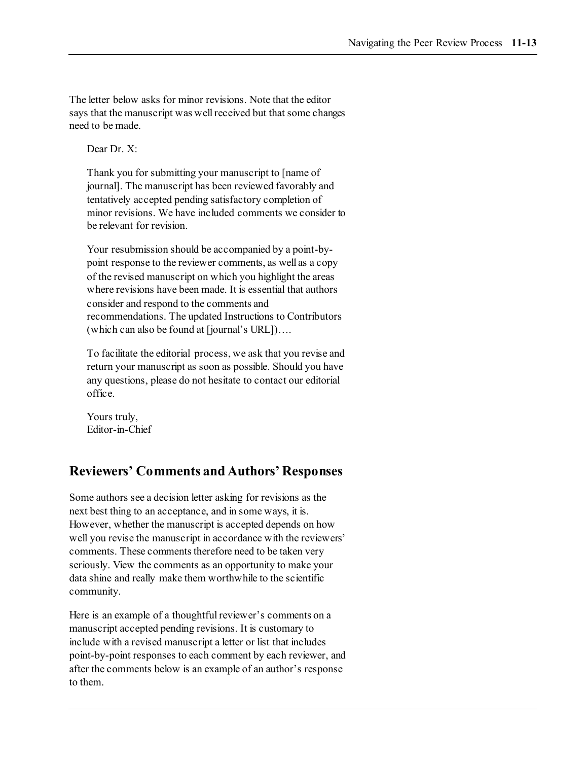The letter below asks for minor revisions. Note that the editor says that the manuscript was well received but that some changes need to be made.

> Dear Dr. X:
>
> Thank you for submitting your manuscript to [name of journal]. The manuscript has been reviewed favorably and tentatively accepted pending satisfactory completion of minor revisions. We have included comments we consider to be relevant for revision.
>
> Your resubmission should be accompanied by a point-by-point response to the reviewer comments, as well as a copy of the revised manuscript on which you highlight the areas where revisions have been made. It is essential that authors consider and respond to the comments and recommendations. The updated Instructions to Contributors (which can also be found at [journal's URL])….
>
> To facilitate the editorial process, we ask that you revise and return your manuscript as soon as possible. Should you have any questions, please do not hesitate to contact our editorial office.
>
> Yours truly,
> Editor-in-Chief

## Reviewers' Comments and Authors' Responses

Some authors see a decision letter asking for revisions as the next best thing to an acceptance, and in some ways, it is. However, whether the manuscript is accepted depends on how well you revise the manuscript in accordance with the reviewers' comments. These comments therefore need to be taken very seriously. View the comments as an opportunity to make your data shine and really make them worthwhile to the scientific community.

Here is an example of a thoughtful reviewer's comments on a manuscript accepted pending revisions. It is customary to include with a revised manuscript a letter or list that includes point-by-point responses to each comment by each reviewer, and after the comments below is an example of an author's response to them.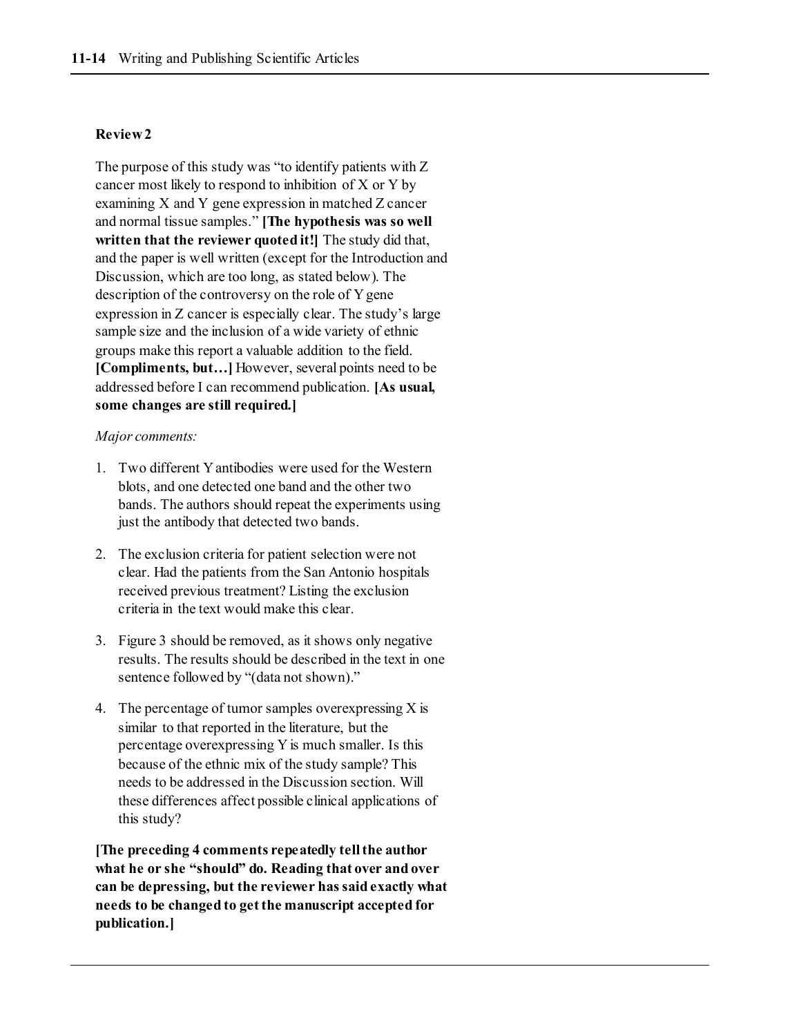**Review 2**

The purpose of this study was "to identify patients with Z cancer most likely to respond to inhibition of X or Y by examining X and Y gene expression in matched Z cancer and normal tissue samples." **[The hypothesis was so well written that the reviewer quoted it!]** The study did that, and the paper is well written (except for the Introduction and Discussion, which are too long, as stated below). The description of the controversy on the role of Y gene expression in Z cancer is especially clear. The study's large sample size and the inclusion of a wide variety of ethnic groups make this report a valuable addition to the field. **[Compliments, but…]** However, several points need to be addressed before I can recommend publication. **[As usual, some changes are still required.]**

*Major comments:*

1. Two different Y antibodies were used for the Western blots, and one detected one band and the other two bands. The authors should repeat the experiments using just the antibody that detected two bands.

2. The exclusion criteria for patient selection were not clear. Had the patients from the San Antonio hospitals received previous treatment? Listing the exclusion criteria in the text would make this clear.

3. Figure 3 should be removed, as it shows only negative results. The results should be described in the text in one sentence followed by "(data not shown)."

4. The percentage of tumor samples overexpressing X is similar to that reported in the literature, but the percentage overexpressing Y is much smaller. Is this because of the ethnic mix of the study sample? This needs to be addressed in the Discussion section. Will these differences affect possible clinical applications of this study?

**[The preceding 4 comments repeatedly tell the author what he or she "should" do. Reading that over and over can be depressing, but the reviewer has said exactly what needs to be changed to get the manuscript accepted for publication.]**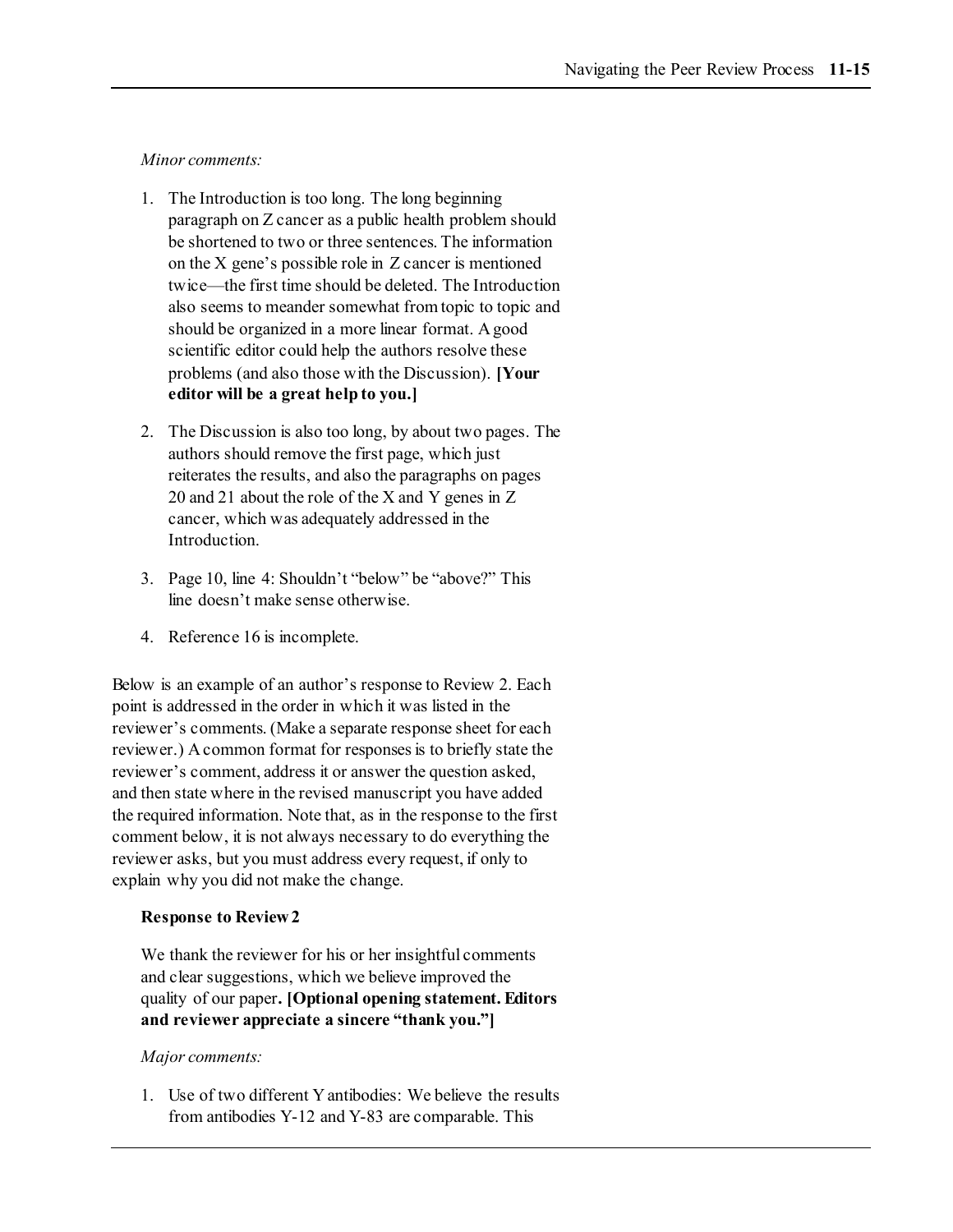*Minor comments:*

1. The Introduction is too long. The long beginning paragraph on Z cancer as a public health problem should be shortened to two or three sentences. The information on the X gene's possible role in Z cancer is mentioned twice—the first time should be deleted. The Introduction also seems to meander somewhat from topic to topic and should be organized in a more linear format. A good scientific editor could help the authors resolve these problems (and also those with the Discussion). **[Your editor will be a great help to you.]**

2. The Discussion is also too long, by about two pages. The authors should remove the first page, which just reiterates the results, and also the paragraphs on pages 20 and 21 about the role of the X and Y genes in Z cancer, which was adequately addressed in the Introduction.

3. Page 10, line 4: Shouldn't "below" be "above?" This line doesn't make sense otherwise.

4. Reference 16 is incomplete.

Below is an example of an author's response to Review 2. Each point is addressed in the order in which it was listed in the reviewer's comments. (Make a separate response sheet for each reviewer.) A common format for responses is to briefly state the reviewer's comment, address it or answer the question asked, and then state where in the revised manuscript you have added the required information. Note that, as in the response to the first comment below, it is not always necessary to do everything the reviewer asks, but you must address every request, if only to explain why you did not make the change.

**Response to Review 2**

We thank the reviewer for his or her insightful comments and clear suggestions, which we believe improved the quality of our paper**. [Optional opening statement. Editors and reviewer appreciate a sincere "thank you."]**

*Major comments:*

1. Use of two different Y antibodies: We believe the results from antibodies Y-12 and Y-83 are comparable. This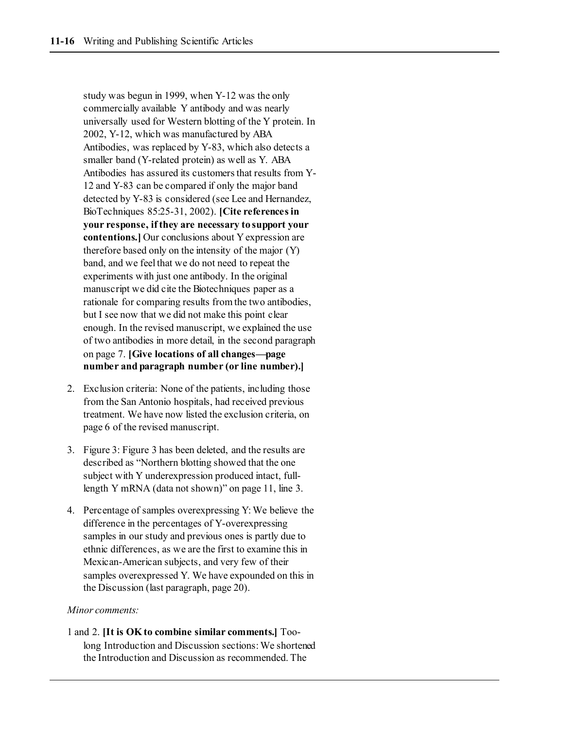study was begun in 1999, when Y-12 was the only commercially available Y antibody and was nearly universally used for Western blotting of the Y protein. In 2002, Y-12, which was manufactured by ABA Antibodies, was replaced by Y-83, which also detects a smaller band (Y-related protein) as well as Y. ABA Antibodies has assured its customers that results from Y-12 and Y-83 can be compared if only the major band detected by Y-83 is considered (see Lee and Hernandez, BioTechniques 85:25-31, 2002). **[Cite references in your response, if they are necessary to support your contentions.]** Our conclusions about Y expression are therefore based only on the intensity of the major (Y) band, and we feel that we do not need to repeat the experiments with just one antibody. In the original manuscript we did cite the Biotechniques paper as a rationale for comparing results from the two antibodies, but I see now that we did not make this point clear enough. In the revised manuscript, we explained the use of two antibodies in more detail, in the second paragraph on page 7. **[Give locations of all changes—page number and paragraph number (or line number).]**

2. Exclusion criteria: None of the patients, including those from the San Antonio hospitals, had received previous treatment. We have now listed the exclusion criteria, on page 6 of the revised manuscript.

3. Figure 3: Figure 3 has been deleted, and the results are described as "Northern blotting showed that the one subject with Y underexpression produced intact, full-length Y mRNA (data not shown)" on page 11, line 3.

4. Percentage of samples overexpressing Y: We believe the difference in the percentages of Y-overexpressing samples in our study and previous ones is partly due to ethnic differences, as we are the first to examine this in Mexican-American subjects, and very few of their samples overexpressed Y. We have expounded on this in the Discussion (last paragraph, page 20).

*Minor comments:*

1 and 2. **[It is OK to combine similar comments.]** Too-long Introduction and Discussion sections: We shortened the Introduction and Discussion as recommended. The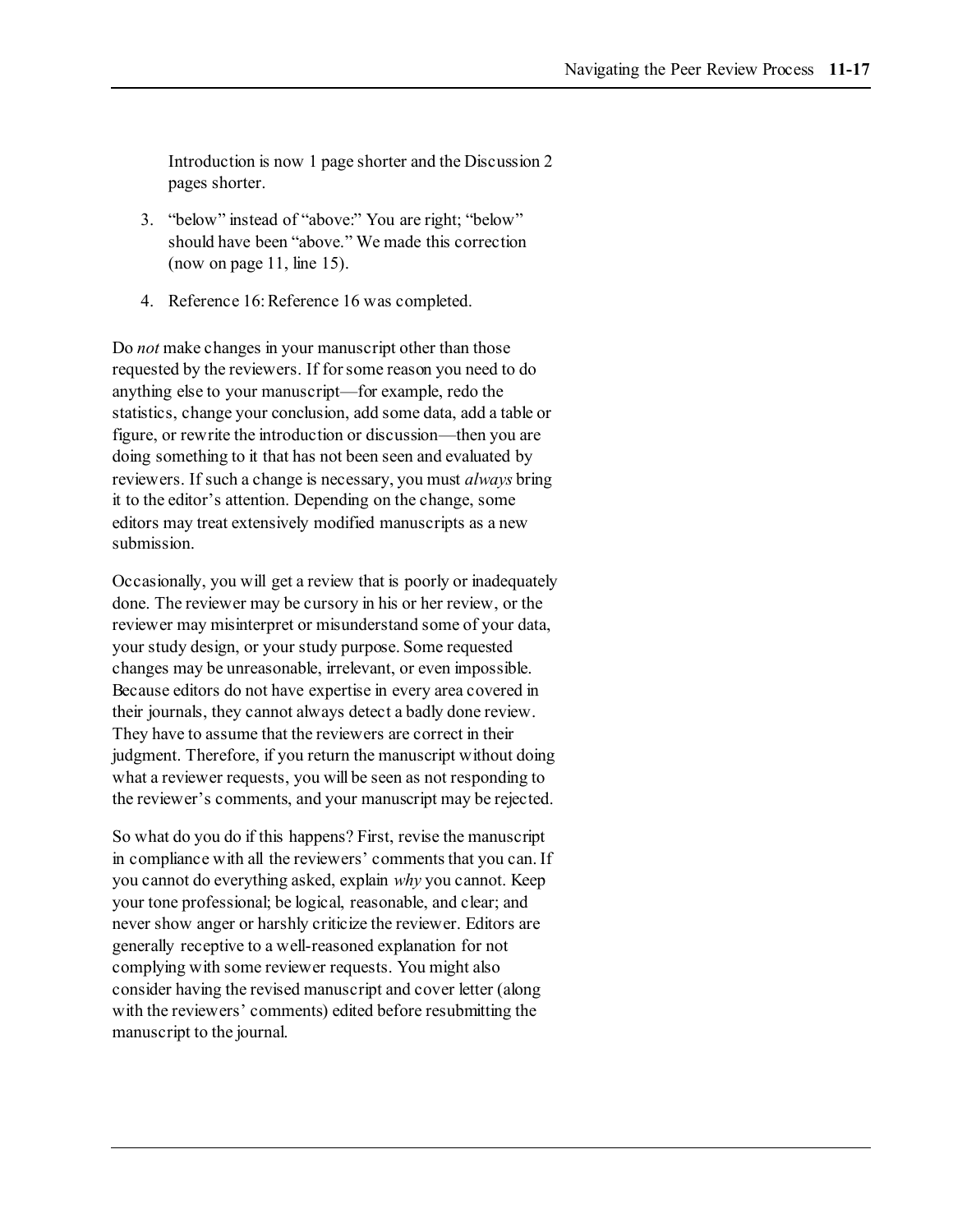Introduction is now 1 page shorter and the Discussion 2 pages shorter.

3. "below" instead of "above:" You are right; "below" should have been "above." We made this correction (now on page 11, line 15).

4. Reference 16: Reference 16 was completed.

Do *not* make changes in your manuscript other than those requested by the reviewers. If for some reason you need to do anything else to your manuscript—for example, redo the statistics, change your conclusion, add some data, add a table or figure, or rewrite the introduction or discussion—then you are doing something to it that has not been seen and evaluated by reviewers. If such a change is necessary, you must *always* bring it to the editor's attention. Depending on the change, some editors may treat extensively modified manuscripts as a new submission.

Occasionally, you will get a review that is poorly or inadequately done. The reviewer may be cursory in his or her review, or the reviewer may misinterpret or misunderstand some of your data, your study design, or your study purpose. Some requested changes may be unreasonable, irrelevant, or even impossible. Because editors do not have expertise in every area covered in their journals, they cannot always detect a badly done review. They have to assume that the reviewers are correct in their judgment. Therefore, if you return the manuscript without doing what a reviewer requests, you will be seen as not responding to the reviewer's comments, and your manuscript may be rejected.

So what do you do if this happens? First, revise the manuscript in compliance with all the reviewers' comments that you can. If you cannot do everything asked, explain *why* you cannot. Keep your tone professional; be logical, reasonable, and clear; and never show anger or harshly criticize the reviewer. Editors are generally receptive to a well-reasoned explanation for not complying with some reviewer requests. You might also consider having the revised manuscript and cover letter (along with the reviewers' comments) edited before resubmitting the manuscript to the journal.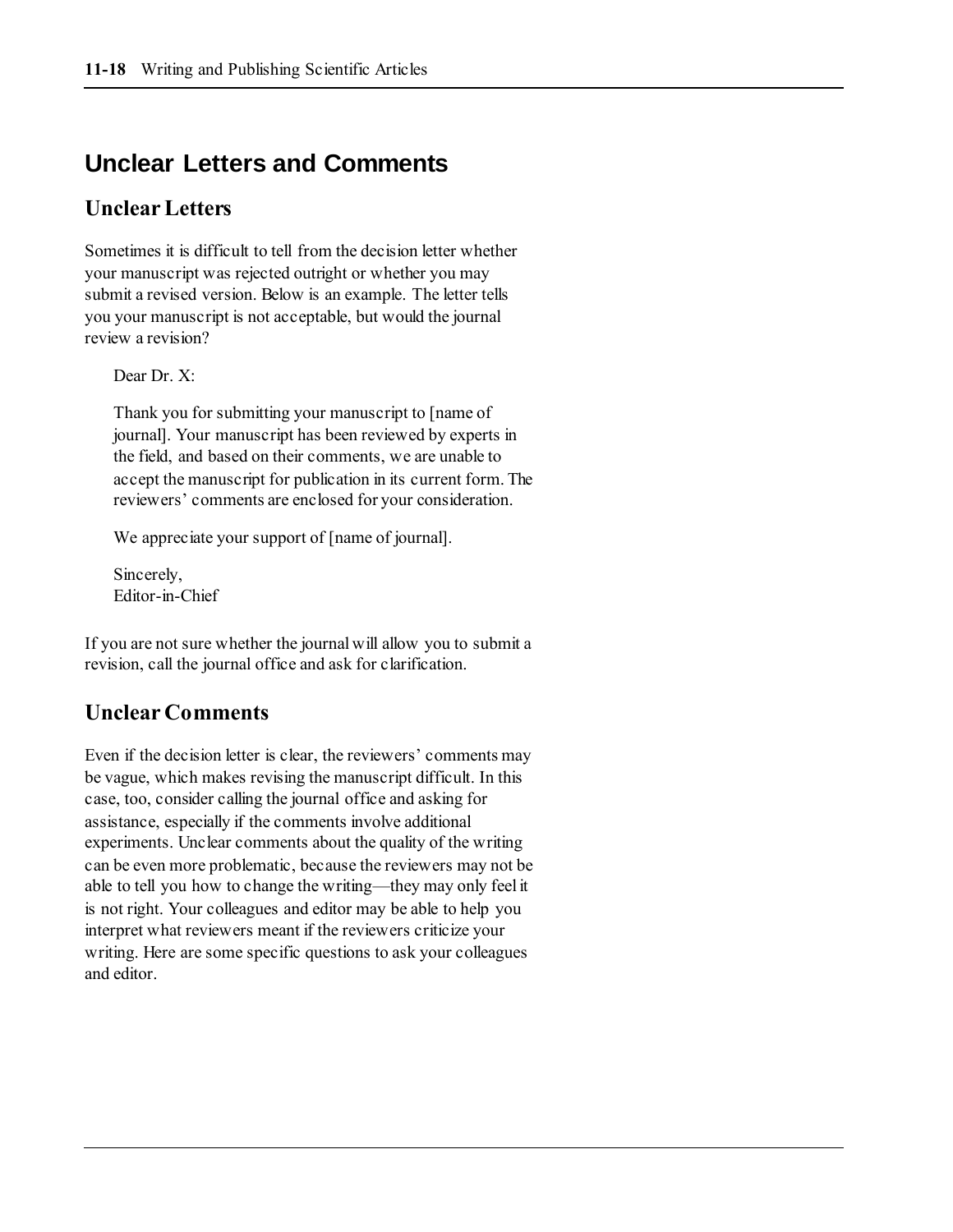# Unclear Letters and Comments

## Unclear Letters

Sometimes it is difficult to tell from the decision letter whether your manuscript was rejected outright or whether you may submit a revised version. Below is an example. The letter tells you your manuscript is not acceptable, but would the journal review a revision?

> Dear Dr. X:
>
> Thank you for submitting your manuscript to [name of journal]. Your manuscript has been reviewed by experts in the field, and based on their comments, we are unable to accept the manuscript for publication in its current form. The reviewers' comments are enclosed for your consideration.
>
> We appreciate your support of [name of journal].
>
> Sincerely,
> Editor-in-Chief

If you are not sure whether the journal will allow you to submit a revision, call the journal office and ask for clarification.

## Unclear Comments

Even if the decision letter is clear, the reviewers' comments may be vague, which makes revising the manuscript difficult. In this case, too, consider calling the journal office and asking for assistance, especially if the comments involve additional experiments. Unclear comments about the quality of the writing can be even more problematic, because the reviewers may not be able to tell you how to change the writing—they may only feel it is not right. Your colleagues and editor may be able to help you interpret what reviewers meant if the reviewers criticize your writing. Here are some specific questions to ask your colleagues and editor.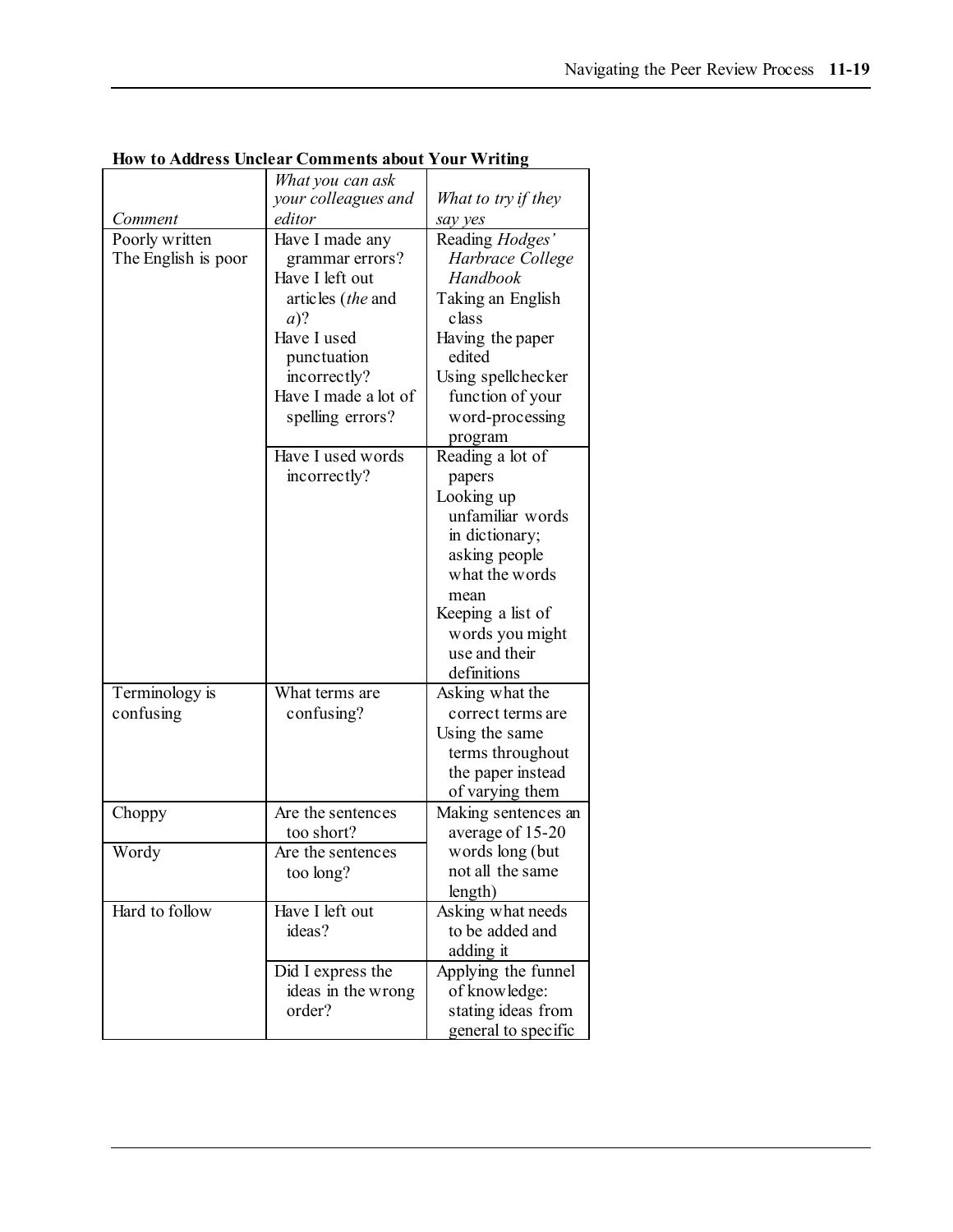**How to Address Unclear Comments about Your Writing**

| *Comment* | *What you can ask your colleagues and editor* | *What to try if they say yes* |
|---|---|---|
| Poorly written<br>The English is poor | Have I made any grammar errors?<br>Have I left out articles (*the* and *a*)?<br>Have I used punctuation incorrectly?<br>Have I made a lot of spelling errors? | Reading *Hodges' Harbrace College Handbook*<br>Taking an English class<br>Having the paper edited<br>Using spellchecker function of your word-processing program |
| | Have I used words incorrectly? | Reading a lot of papers<br>Looking up unfamiliar words in dictionary; asking people what the words mean<br>Keeping a list of words you might use and their definitions |
| Terminology is confusing | What terms are confusing? | Asking what the correct terms are<br>Using the same terms throughout the paper instead of varying them |
| Choppy | Are the sentences too short? | Making sentences an average of 15-20 words long (but not all the same length) |
| Wordy | Are the sentences too long? | |
| Hard to follow | Have I left out ideas? | Asking what needs to be added and adding it |
| | Did I express the ideas in the wrong order? | Applying the funnel of knowledge: stating ideas from general to specific |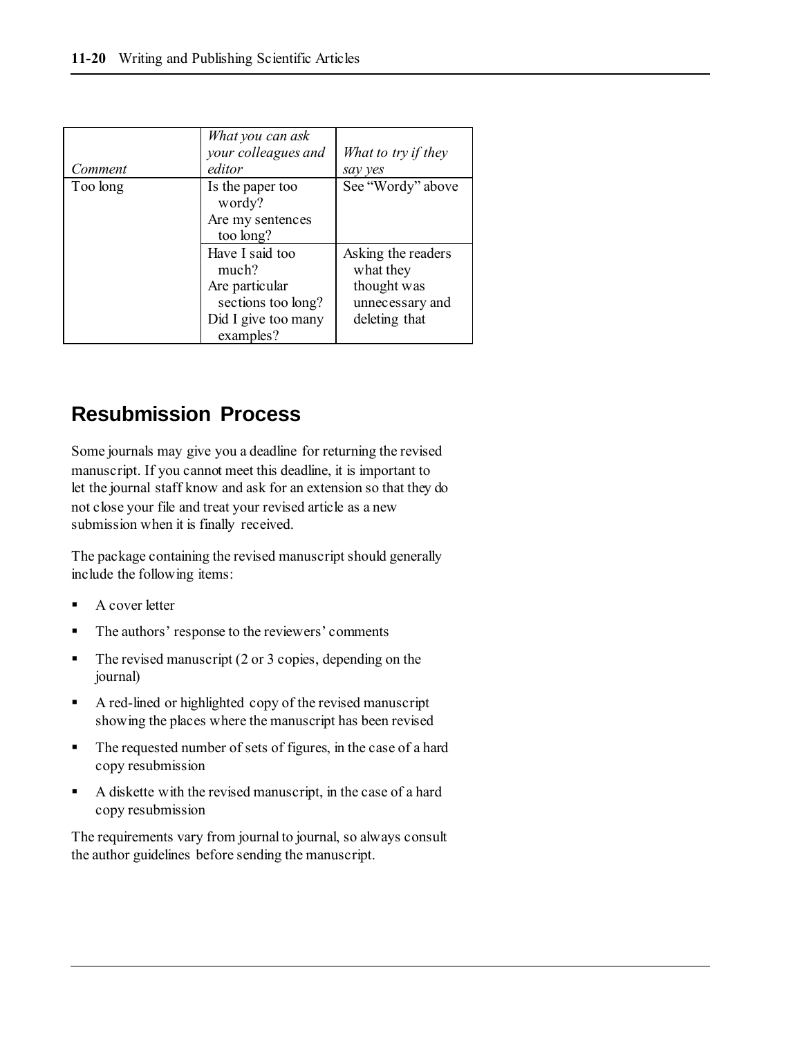| *Comment* | *What you can ask your colleagues and editor* | *What to try if they say yes* |
|---|---|---|
| Too long | Is the paper too wordy?<br>Are my sentences too long? | See "Wordy" above |
| | Have I said too much?<br>Are particular sections too long?<br>Did I give too many examples? | Asking the readers what they thought was unnecessary and deleting that |

## Resubmission Process

Some journals may give you a deadline for returning the revised manuscript. If you cannot meet this deadline, it is important to let the journal staff know and ask for an extension so that they do not close your file and treat your revised article as a new submission when it is finally received.

The package containing the revised manuscript should generally include the following items:

- A cover letter
- The authors' response to the reviewers' comments
- The revised manuscript (2 or 3 copies, depending on the journal)
- A red-lined or highlighted copy of the revised manuscript showing the places where the manuscript has been revised
- The requested number of sets of figures, in the case of a hard copy resubmission
- A diskette with the revised manuscript, in the case of a hard copy resubmission

The requirements vary from journal to journal, so always consult the author guidelines before sending the manuscript.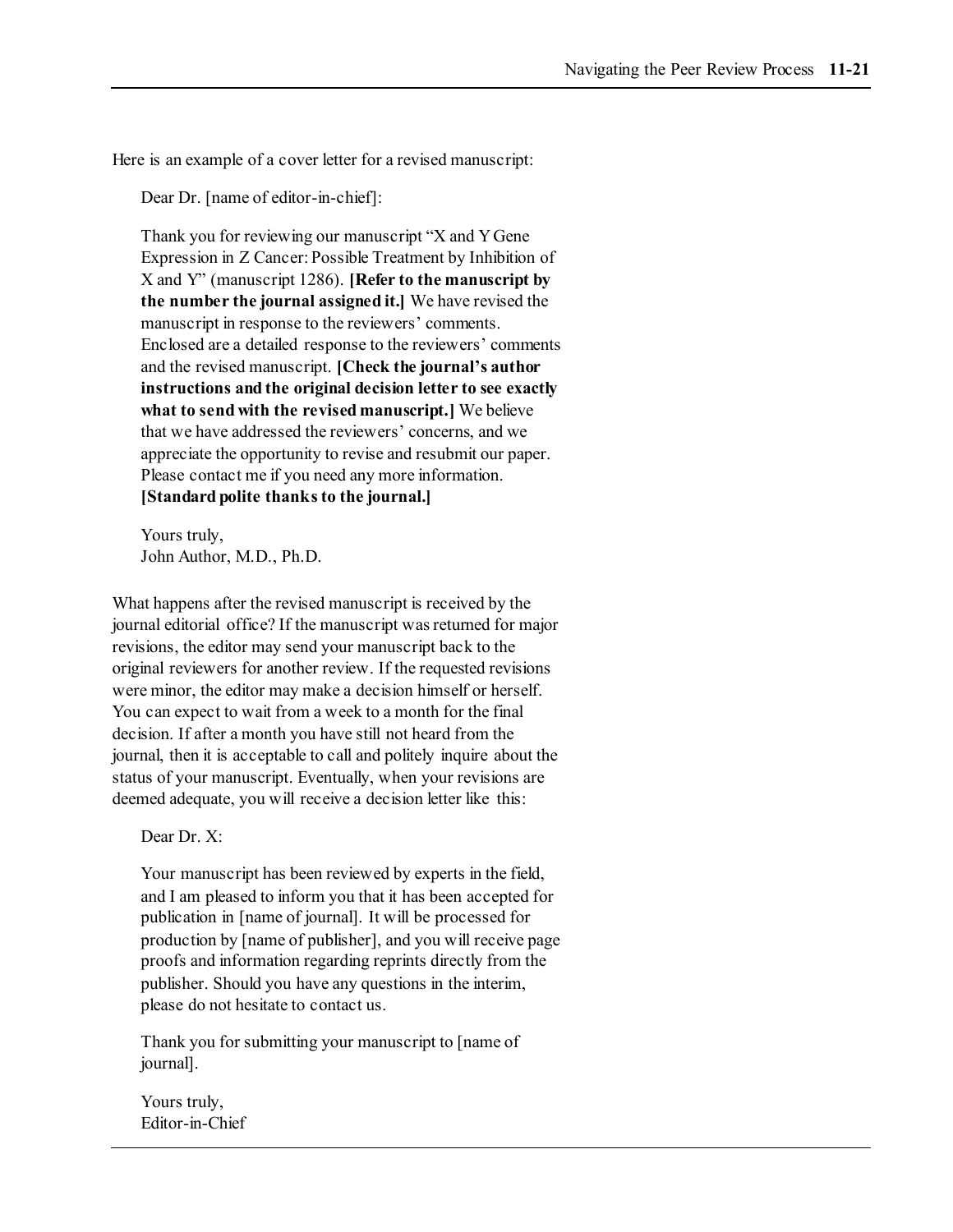Here is an example of a cover letter for a revised manuscript:

> Dear Dr. [name of editor-in-chief]:
>
> Thank you for reviewing our manuscript "X and Y Gene Expression in Z Cancer: Possible Treatment by Inhibition of X and Y" (manuscript 1286). **[Refer to the manuscript by the number the journal assigned it.]** We have revised the manuscript in response to the reviewers' comments. Enclosed are a detailed response to the reviewers' comments and the revised manuscript. **[Check the journal's author instructions and the original decision letter to see exactly what to send with the revised manuscript.]** We believe that we have addressed the reviewers' concerns, and we appreciate the opportunity to revise and resubmit our paper. Please contact me if you need any more information. **[Standard polite thanks to the journal.]**
>
> Yours truly,
> John Author, M.D., Ph.D.

What happens after the revised manuscript is received by the journal editorial office? If the manuscript was returned for major revisions, the editor may send your manuscript back to the original reviewers for another review. If the requested revisions were minor, the editor may make a decision himself or herself. You can expect to wait from a week to a month for the final decision. If after a month you have still not heard from the journal, then it is acceptable to call and politely inquire about the status of your manuscript. Eventually, when your revisions are deemed adequate, you will receive a decision letter like this:

> Dear Dr. X:
>
> Your manuscript has been reviewed by experts in the field, and I am pleased to inform you that it has been accepted for publication in [name of journal]. It will be processed for production by [name of publisher], and you will receive page proofs and information regarding reprints directly from the publisher. Should you have any questions in the interim, please do not hesitate to contact us.
>
> Thank you for submitting your manuscript to [name of journal].
>
> Yours truly,
> Editor-in-Chief